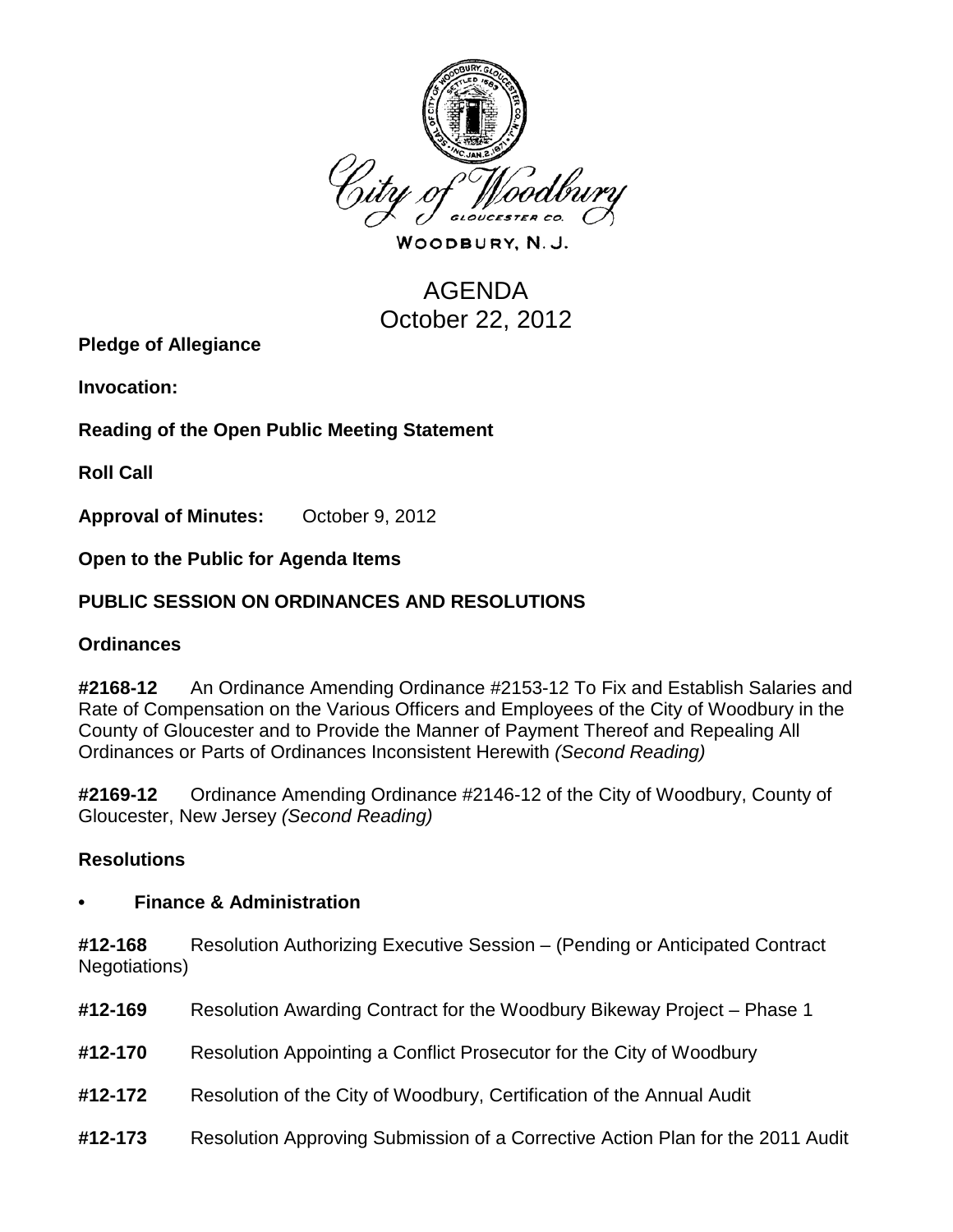City of Woodbury

WOODBURY, N. J.

# AGENDA
## October 22, 2012

**Pledge of Allegiance**

**Invocation:**

**Reading of the Open Public Meeting Statement**

**Roll Call**

**Approval of Minutes:** October 9, 2012

**Open to the Public for Agenda Items**

## PUBLIC SESSION ON ORDINANCES AND RESOLUTIONS

### Ordinances

**#2168-12** An Ordinance Amending Ordinance #2153-12 To Fix and Establish Salaries and Rate of Compensation on the Various Officers and Employees of the City of Woodbury in the County of Gloucester and to Provide the Manner of Payment Thereof and Repealing All Ordinances or Parts of Ordinances Inconsistent Herewith *(Second Reading)*

**#2169-12** Ordinance Amending Ordinance #2146-12 of the City of Woodbury, County of Gloucester, New Jersey *(Second Reading)*

### Resolutions

- **Finance & Administration**

**#12-168** Resolution Authorizing Executive Session – (Pending or Anticipated Contract Negotiations)

**#12-169** Resolution Awarding Contract for the Woodbury Bikeway Project – Phase 1

**#12-170** Resolution Appointing a Conflict Prosecutor for the City of Woodbury

**#12-172** Resolution of the City of Woodbury, Certification of the Annual Audit

**#12-173** Resolution Approving Submission of a Corrective Action Plan for the 2011 Audit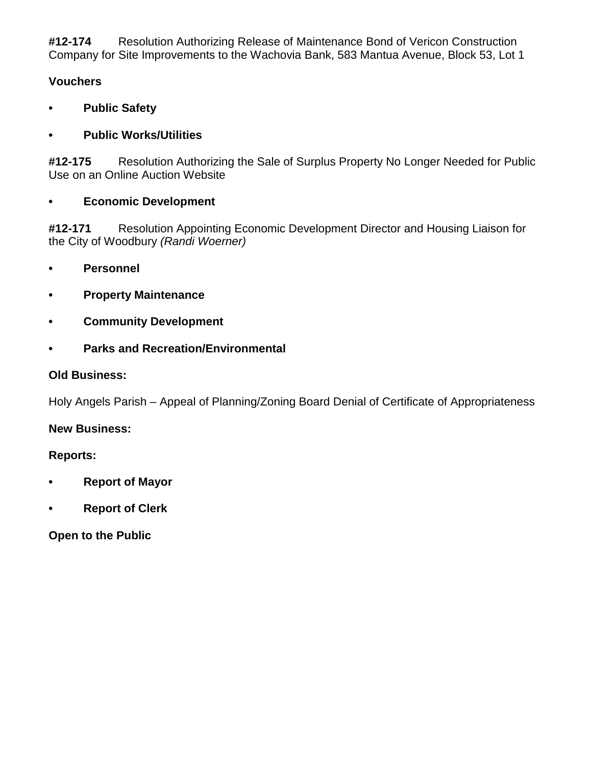**#12-174** Resolution Authorizing Release of Maintenance Bond of Vericon Construction Company for Site Improvements to the Wachovia Bank, 583 Mantua Avenue, Block 53, Lot 1

**Vouchers**

- **Public Safety**
- **Public Works/Utilities**

**#12-175** Resolution Authorizing the Sale of Surplus Property No Longer Needed for Public Use on an Online Auction Website

- **Economic Development**

**#12-171** Resolution Appointing Economic Development Director and Housing Liaison for the City of Woodbury *(Randi Woerner)*

- **Personnel**
- **Property Maintenance**
- **Community Development**
- **Parks and Recreation/Environmental**

**Old Business:**

Holy Angels Parish – Appeal of Planning/Zoning Board Denial of Certificate of Appropriateness

**New Business:**

**Reports:**

- **Report of Mayor**
- **Report of Clerk**

**Open to the Public**